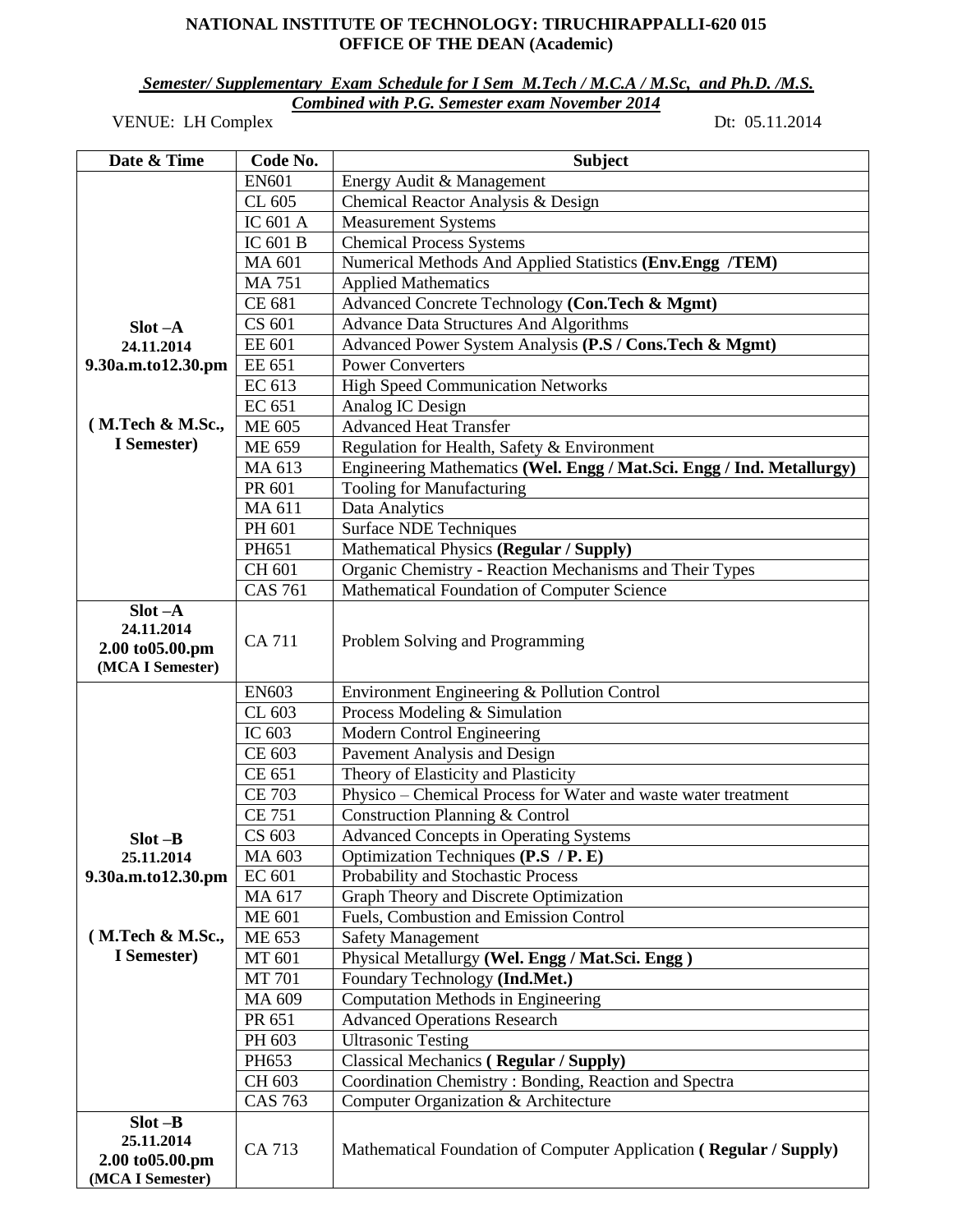**NATIONAL INSTITUTE OF TECHNOLOGY: TIRUCHIRAPPALLI-620 015**
**OFFICE OF THE DEAN (Academic)**

***Semester/ Supplementary Exam Schedule for I Sem M.Tech / M.C.A / M.Sc, and Ph.D. /M.S. Combined with P.G. Semester exam November 2014***

VENUE: LH Complex Dt: 05.11.2014

| Date & Time | Code No. | Subject |
|---|---|---|
| **Slot –A 24.11.2014 9.30a.m.to12.30.pm ( M.Tech & M.Sc., I Semester)** | EN601 | Energy Audit & Management |
| | CL 605 | Chemical Reactor Analysis & Design |
| | IC 601 A | Measurement Systems |
| | IC 601 B | Chemical Process Systems |
| | MA 601 | Numerical Methods And Applied Statistics **(Env.Engg /TEM)** |
| | MA 751 | Applied Mathematics |
| | CE 681 | Advanced Concrete Technology **(Con.Tech & Mgmt)** |
| | CS 601 | Advance Data Structures And Algorithms |
| | EE 601 | Advanced Power System Analysis **(P.S / Cons.Tech & Mgmt)** |
| | EE 651 | Power Converters |
| | EC 613 | High Speed Communication Networks |
| | EC 651 | Analog IC Design |
| | ME 605 | Advanced Heat Transfer |
| | ME 659 | Regulation for Health, Safety & Environment |
| | MA 613 | Engineering Mathematics **(Wel. Engg / Mat.Sci. Engg / Ind. Metallurgy)** |
| | PR 601 | Tooling for Manufacturing |
| | MA 611 | Data Analytics |
| | PH 601 | Surface NDE Techniques |
| | PH651 | Mathematical Physics **(Regular / Supply)** |
| | CH 601 | Organic Chemistry - Reaction Mechanisms and Their Types |
| | CAS 761 | Mathematical Foundation of Computer Science |
| **Slot –A 24.11.2014 2.00 to05.00.pm (MCA I Semester)** | CA 711 | Problem Solving and Programming |
| **Slot –B 25.11.2014 9.30a.m.to12.30.pm ( M.Tech & M.Sc., I Semester)** | EN603 | Environment Engineering & Pollution Control |
| | CL 603 | Process Modeling & Simulation |
| | IC 603 | Modern Control Engineering |
| | CE 603 | Pavement Analysis and Design |
| | CE 651 | Theory of Elasticity and Plasticity |
| | CE 703 | Physico – Chemical Process for Water and waste water treatment |
| | CE 751 | Construction Planning & Control |
| | CS 603 | Advanced Concepts in Operating Systems |
| | MA 603 | Optimization Techniques **(P.S / P. E)** |
| | EC 601 | Probability and Stochastic Process |
| | MA 617 | Graph Theory and Discrete Optimization |
| | ME 601 | Fuels, Combustion and Emission Control |
| | ME 653 | Safety Management |
| | MT 601 | Physical Metallurgy **(Wel. Engg / Mat.Sci. Engg )** |
| | MT 701 | Foundary Technology **(Ind.Met.)** |
| | MA 609 | Computation Methods in Engineering |
| | PR 651 | Advanced Operations Research |
| | PH 603 | Ultrasonic Testing |
| | PH653 | Classical Mechanics **( Regular / Supply)** |
| | CH 603 | Coordination Chemistry : Bonding, Reaction and Spectra |
| | CAS 763 | Computer Organization & Architecture |
| **Slot –B 25.11.2014 2.00 to05.00.pm (MCA I Semester)** | CA 713 | Mathematical Foundation of Computer Application **( Regular / Supply)** |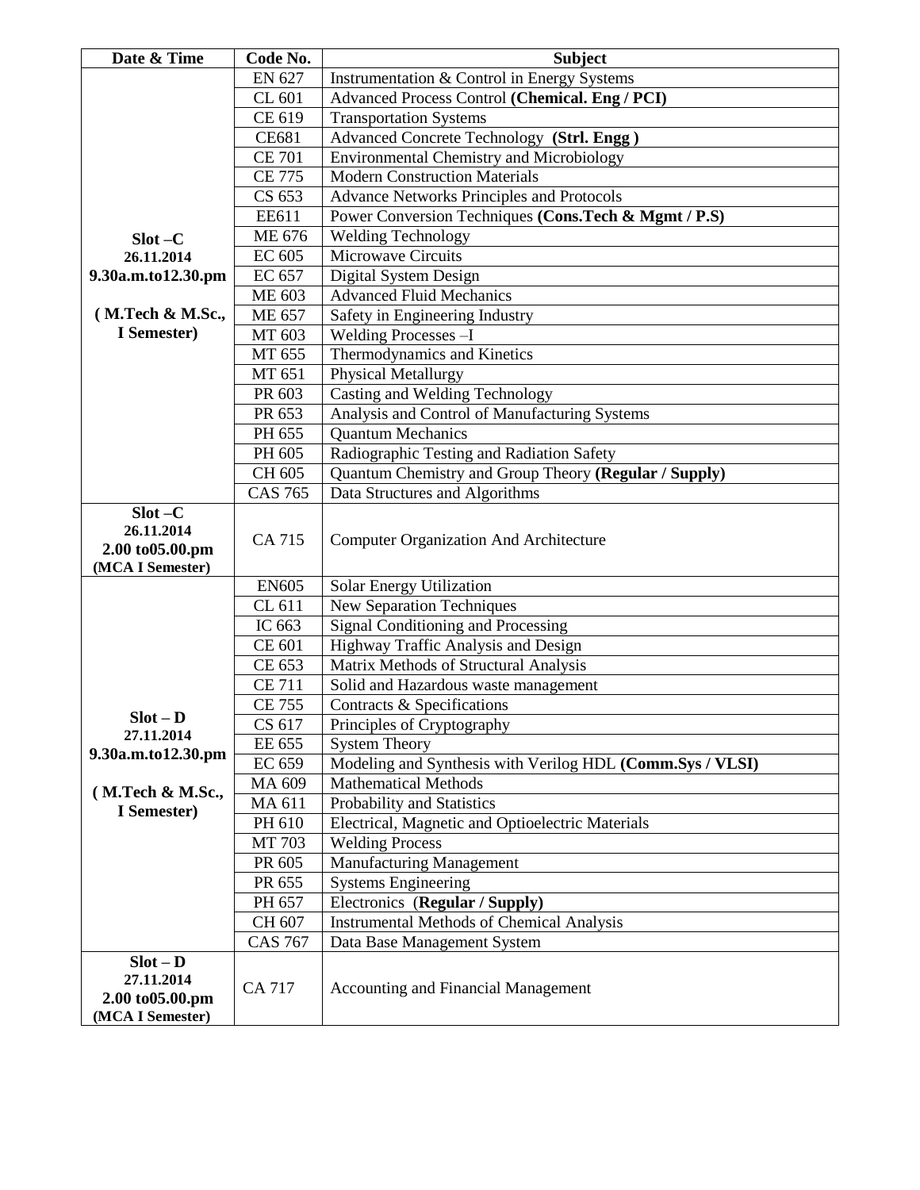| Date & Time | Code No. | Subject |
|---|---|---|
| **Slot –C 26.11.2014 9.30a.m.to12.30.pm ( M.Tech & M.Sc., I Semester)** | EN 627 | Instrumentation & Control in Energy Systems |
| | CL 601 | Advanced Process Control **(Chemical. Eng / PCI)** |
| | CE 619 | Transportation Systems |
| | CE681 | Advanced Concrete Technology **(Strl. Engg )** |
| | CE 701 | Environmental Chemistry and Microbiology |
| | CE 775 | Modern Construction Materials |
| | CS 653 | Advance Networks Principles and Protocols |
| | EE611 | Power Conversion Techniques **(Cons.Tech & Mgmt / P.S)** |
| | ME 676 | Welding Technology |
| | EC 605 | Microwave Circuits |
| | EC 657 | Digital System Design |
| | ME 603 | Advanced Fluid Mechanics |
| | ME 657 | Safety in Engineering Industry |
| | MT 603 | Welding Processes –I |
| | MT 655 | Thermodynamics and Kinetics |
| | MT 651 | Physical Metallurgy |
| | PR 603 | Casting and Welding Technology |
| | PR 653 | Analysis and Control of Manufacturing Systems |
| | PH 655 | Quantum Mechanics |
| | PH 605 | Radiographic Testing and Radiation Safety |
| | CH 605 | Quantum Chemistry and Group Theory **(Regular / Supply)** |
| | CAS 765 | Data Structures and Algorithms |
| **Slot –C 26.11.2014 2.00 to05.00.pm (MCA I Semester)** | CA 715 | Computer Organization And Architecture |
| **Slot – D 27.11.2014 9.30a.m.to12.30.pm ( M.Tech & M.Sc., I Semester)** | EN605 | Solar Energy Utilization |
| | CL 611 | New Separation Techniques |
| | IC 663 | Signal Conditioning and Processing |
| | CE 601 | Highway Traffic Analysis and Design |
| | CE 653 | Matrix Methods of Structural Analysis |
| | CE 711 | Solid and Hazardous waste management |
| | CE 755 | Contracts & Specifications |
| | CS 617 | Principles of Cryptography |
| | EE 655 | System Theory |
| | EC 659 | Modeling and Synthesis with Verilog HDL **(Comm.Sys / VLSI)** |
| | MA 609 | Mathematical Methods |
| | MA 611 | Probability and Statistics |
| | PH 610 | Electrical, Magnetic and Optioelectric Materials |
| | MT 703 | Welding Process |
| | PR 605 | Manufacturing Management |
| | PR 655 | Systems Engineering |
| | PH 657 | Electronics (**Regular / Supply)** |
| | CH 607 | Instrumental Methods of Chemical Analysis |
| | CAS 767 | Data Base Management System |
| **Slot – D 27.11.2014 2.00 to05.00.pm (MCA I Semester)** | CA 717 | Accounting and Financial Management |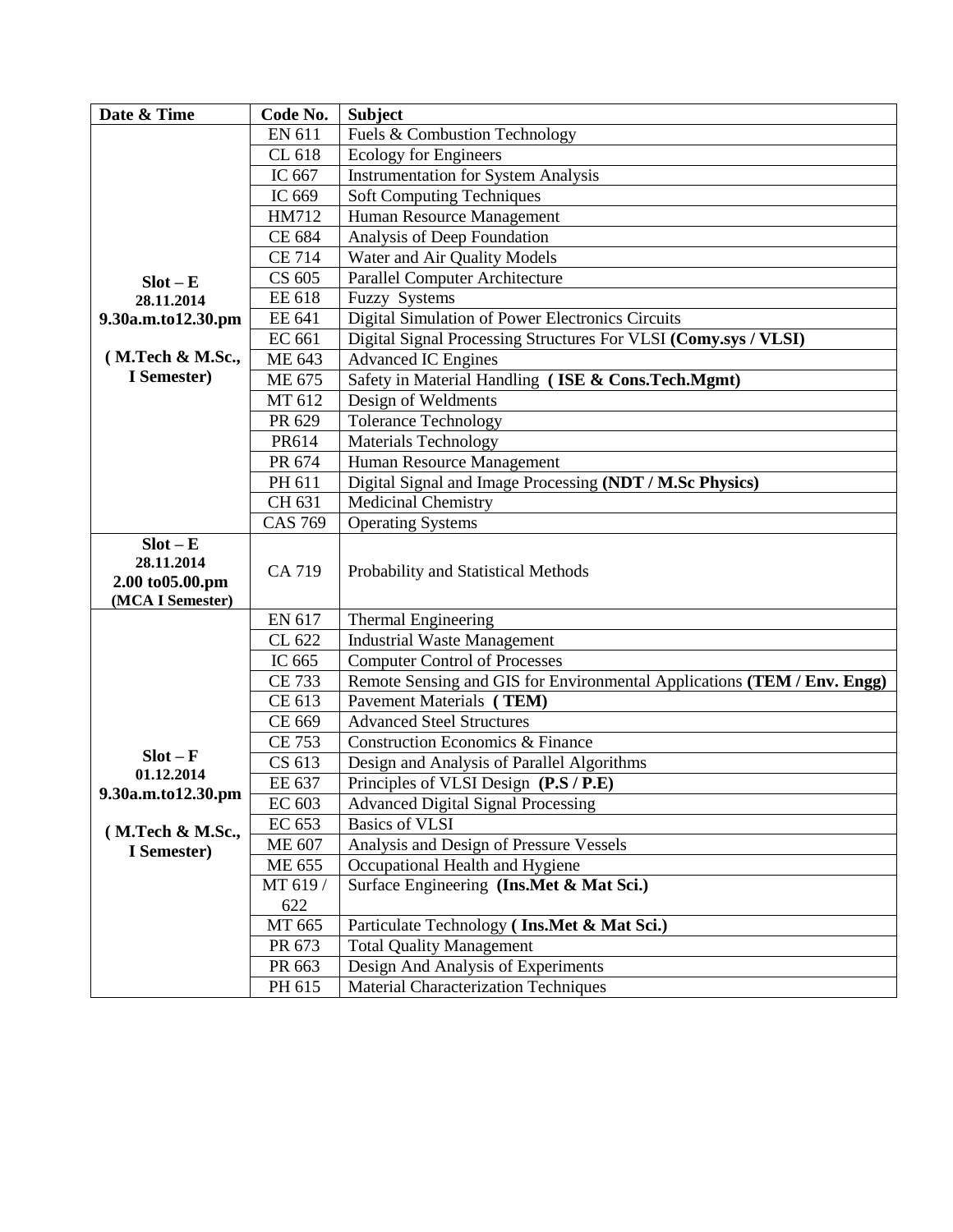| Date & Time | Code No. | Subject |
|---|---|---|
| **Slot – E 28.11.2014 9.30a.m.to12.30.pm ( M.Tech & M.Sc., I Semester)** | EN 611 | Fuels & Combustion Technology |
| | CL 618 | Ecology for Engineers |
| | IC 667 | Instrumentation for System Analysis |
| | IC 669 | Soft Computing Techniques |
| | HM712 | Human Resource Management |
| | CE 684 | Analysis of Deep Foundation |
| | CE 714 | Water and Air Quality Models |
| | CS 605 | Parallel Computer Architecture |
| | EE 618 | Fuzzy Systems |
| | EE 641 | Digital Simulation of Power Electronics Circuits |
| | EC 661 | Digital Signal Processing Structures For VLSI **(Comy.sys / VLSI)** |
| | ME 643 | Advanced IC Engines |
| | ME 675 | Safety in Material Handling **( ISE & Cons.Tech.Mgmt)** |
| | MT 612 | Design of Weldments |
| | PR 629 | Tolerance Technology |
| | PR614 | Materials Technology |
| | PR 674 | Human Resource Management |
| | PH 611 | Digital Signal and Image Processing **(NDT / M.Sc Physics)** |
| | CH 631 | Medicinal Chemistry |
| | CAS 769 | Operating Systems |
| **Slot – E 28.11.2014 2.00 to05.00.pm (MCA I Semester)** | CA 719 | Probability and Statistical Methods |
| **Slot – F 01.12.2014 9.30a.m.to12.30.pm ( M.Tech & M.Sc., I Semester)** | EN 617 | Thermal Engineering |
| | CL 622 | Industrial Waste Management |
| | IC 665 | Computer Control of Processes |
| | CE 733 | Remote Sensing and GIS for Environmental Applications **(TEM / Env. Engg)** |
| | CE 613 | Pavement Materials **( TEM)** |
| | CE 669 | Advanced Steel Structures |
| | CE 753 | Construction Economics & Finance |
| | CS 613 | Design and Analysis of Parallel Algorithms |
| | EE 637 | Principles of VLSI Design **(P.S / P.E)** |
| | EC 603 | Advanced Digital Signal Processing |
| | EC 653 | Basics of VLSI |
| | ME 607 | Analysis and Design of Pressure Vessels |
| | ME 655 | Occupational Health and Hygiene |
| | MT 619 / 622 | Surface Engineering **(Ins.Met & Mat Sci.)** |
| | MT 665 | Particulate Technology **( Ins.Met & Mat Sci.)** |
| | PR 673 | Total Quality Management |
| | PR 663 | Design And Analysis of Experiments |
| | PH 615 | Material Characterization Techniques |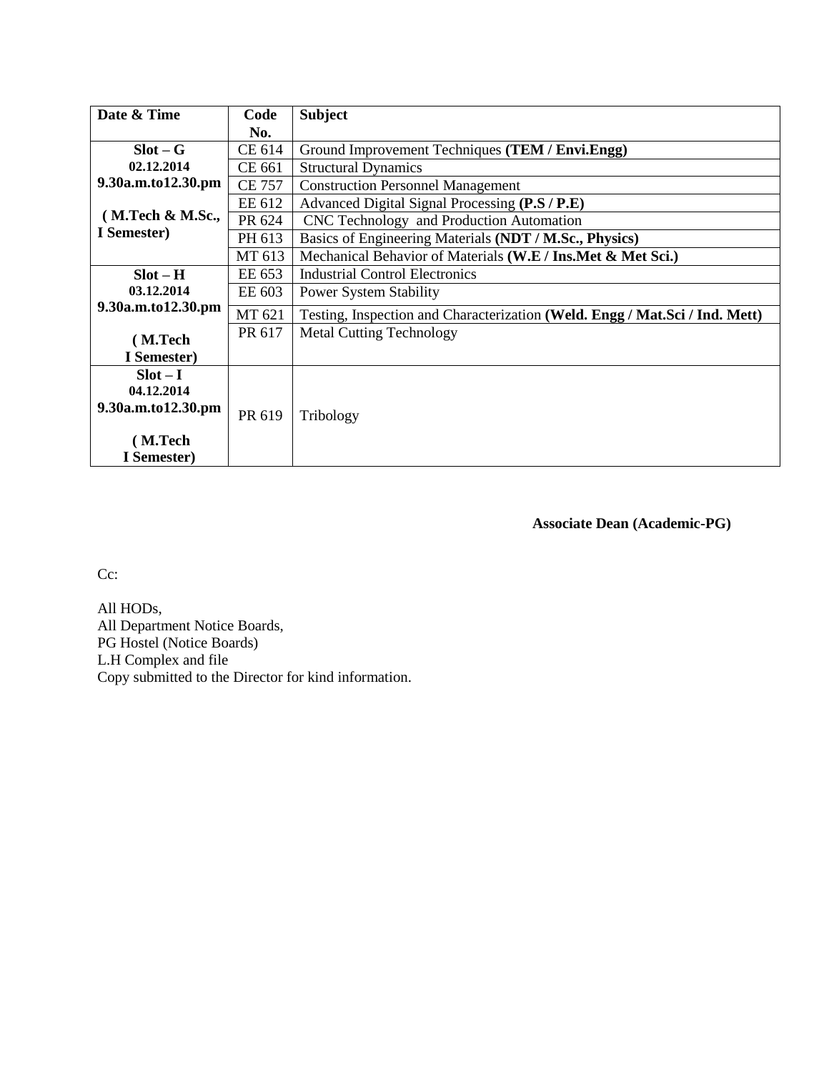| Date & Time | Code No. | Subject |
|---|---|---|
| **Slot – G** **02.12.2014** **9.30a.m.to12.30.pm** **( M.Tech & M.Sc., I Semester)** | CE 614 | Ground Improvement Techniques **(TEM / Envi.Engg)** |
| | CE 661 | Structural Dynamics |
| | CE 757 | Construction Personnel Management |
| | EE 612 | Advanced Digital Signal Processing **(P.S / P.E)** |
| | PR 624 | CNC Technology and Production Automation |
| | PH 613 | Basics of Engineering Materials **(NDT / M.Sc., Physics)** |
| | MT 613 | Mechanical Behavior of Materials **(W.E / Ins.Met & Met Sci.)** |
| **Slot – H** **03.12.2014** **9.30a.m.to12.30.pm** **( M.Tech I Semester)** | EE 653 | Industrial Control Electronics |
| | EE 603 | Power System Stability |
| | MT 621 | Testing, Inspection and Characterization **(Weld. Engg / Mat.Sci / Ind. Mett)** |
| | PR 617 | Metal Cutting Technology |
| **Slot – I** **04.12.2014** **9.30a.m.to12.30.pm** **( M.Tech I Semester)** | PR 619 | Tribology |

**Associate Dean (Academic-PG)**

Cc:

All HODs,
All Department Notice Boards,
PG Hostel (Notice Boards)
L.H Complex and file
Copy submitted to the Director for kind information.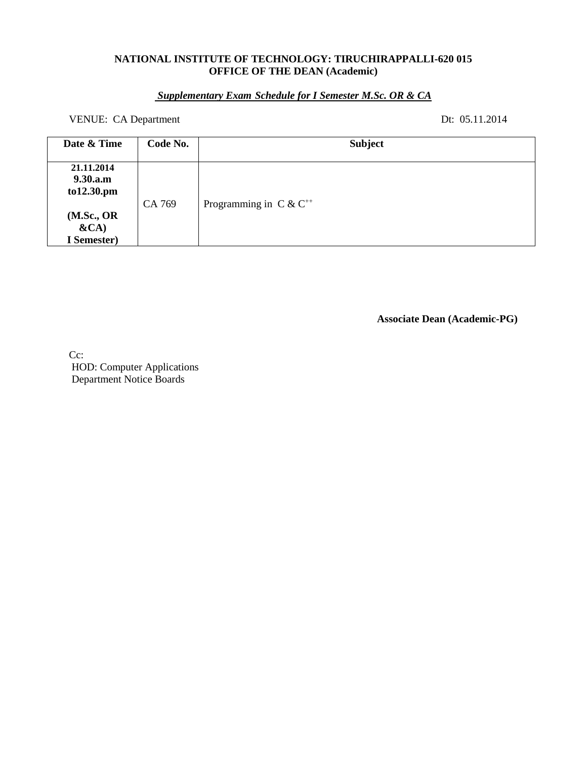**NATIONAL INSTITUTE OF TECHNOLOGY: TIRUCHIRAPPALLI-620 015**
**OFFICE OF THE DEAN (Academic)**

***Supplementary Exam Schedule for I Semester M.Sc. OR & CA***

VENUE: CA Department Dt: 05.11.2014

| Date & Time | Code No. | Subject |
|---|---|---|
| **21.11.2014 9.30.a.m to12.30.pm (M.Sc., OR &CA) I Semester)** | CA 769 | Programming in C & C$^{++}$ |

**Associate Dean (Academic-PG)**

Cc:
HOD: Computer Applications
Department Notice Boards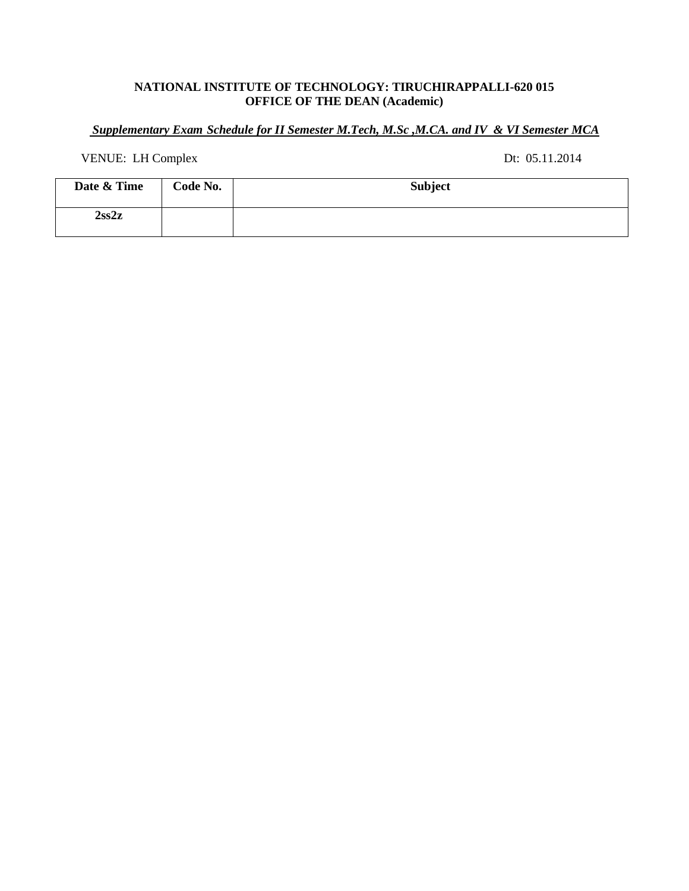**NATIONAL INSTITUTE OF TECHNOLOGY: TIRUCHIRAPPALLI-620 015**
**OFFICE OF THE DEAN (Academic)**

***Supplementary Exam Schedule for II Semester M.Tech, M.Sc ,M.CA. and IV & VI Semester MCA***

VENUE: LH Complex Dt: 05.11.2014

| Date & Time | Code No. | Subject |
|---|---|---|
| **2ss2z** | | |